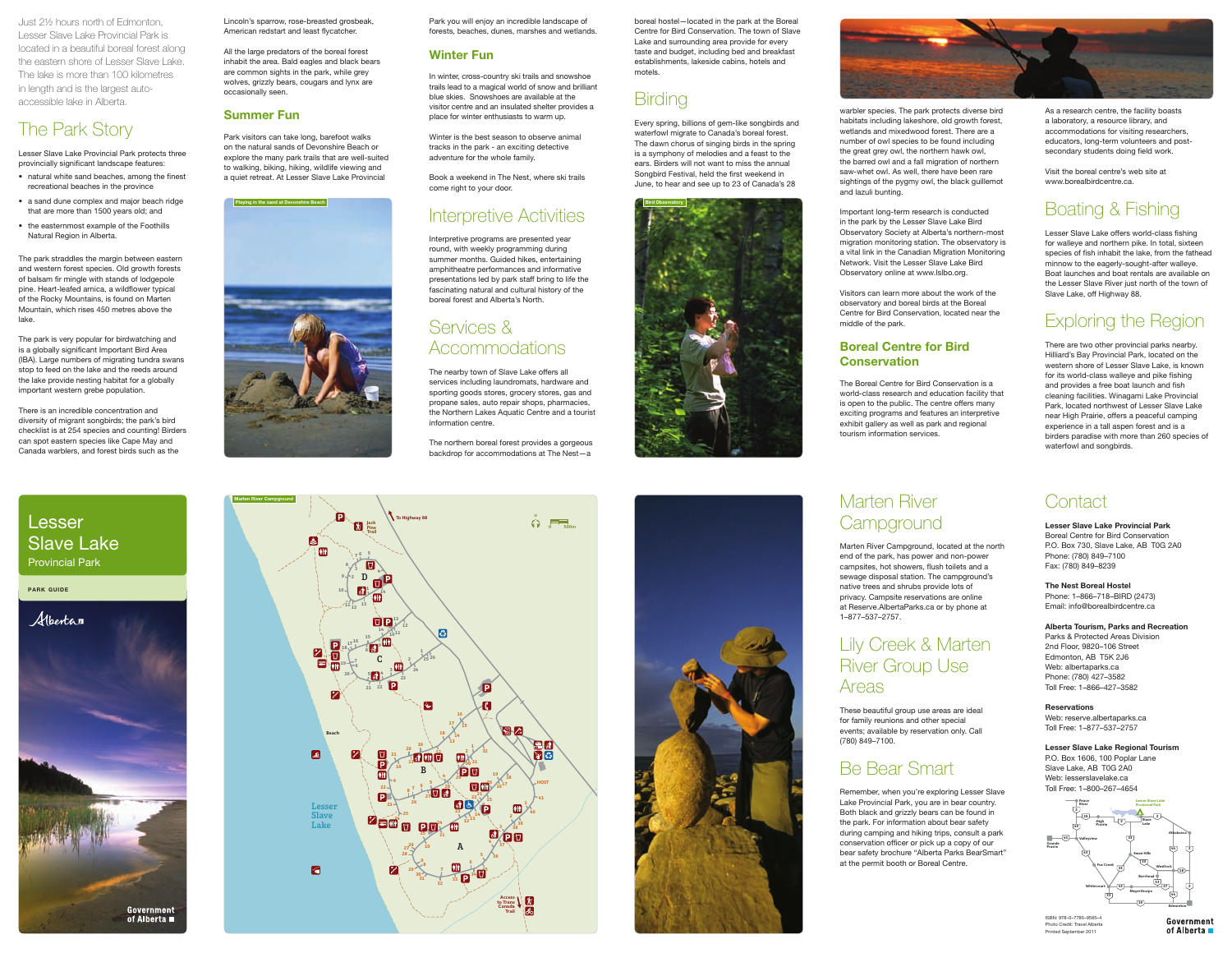Just 2½ hours north of Edmonton, Lesser Slave Lake Provincial Park is located in a beautiful boreal forest along the eastern shore of Lesser Slave Lake. The lake is more than 100 kilometres in length and is the largest auto-accessible lake in Alberta.

## The Park Story

Lesser Slave Lake Provincial Park protects three provincially significant landscape features:

- natural white sand beaches, among the finest recreational beaches in the province
- a sand dune complex and major beach ridge that are more than 1500 years old; and
- the easternmost example of the Foothills Natural Region in Alberta.

The park straddles the margin between eastern and western forest species. Old growth forests of balsam fir mingle with stands of lodgepole pine. Heart-leafed arnica, a wildflower typical of the Rocky Mountains, is found on Marten Mountain, which rises 450 metres above the lake.

The park is very popular for birdwatching and is a globally significant Important Bird Area (IBA). Large numbers of migrating tundra swans stop to feed on the lake and the reeds around the lake provide nesting habitat for a globally important western grebe population.

There is an incredible concentration and diversity of migrant songbirds; the park's bird checklist is at 254 species and counting! Birders can spot eastern species like Cape May and Canada warblers, and forest birds such as the Lincoln's sparrow, rose-breasted grosbeak, American redstart and least flycatcher.

All the large predators of the boreal forest inhabit the area. Bald eagles and black bears are common sights in the park, while grey wolves, grizzly bears, cougars and lynx are occasionally seen.

### Summer Fun

Park visitors can take long, barefoot walks on the natural sands of Devonshire Beach or explore the many park trails that are well-suited to walking, biking, wildlife viewing and a quiet retreat. At Lesser Slave Lake Provincial Park you will enjoy an incredible landscape of forests, beaches, dunes, marshes and wetlands.

Playing in the sand at Devonshire Beach

### Winter Fun

In winter, cross-country ski trails and snowshoe trails lead to a magical world of snow and brilliant blue skies. Snowshoes are available at the visitor centre and an insulated shelter provides a place for winter enthusiasts to warm up.

Winter is the best season to observe animal tracks in the park - an exciting detective adventure for the whole family.

Book a weekend in The Nest, where ski trails come right to your door.

## Interpretive Activities

Interpretive programs are presented year round, with weekly programming during summer months. Guided hikes, entertaining amphitheatre performances and informative presentations led by park staff bring to life the fascinating natural and cultural history of the boreal forest and Alberta's North.

## Services & Accommodations

The nearby town of Slave Lake offers all services including laundromats, hardware and sporting goods stores, grocery stores, gas and propane sales, auto repair shops, pharmacies, the Northern Lakes Aquatic Centre and a tourist information centre.

The northern boreal forest provides a gorgeous backdrop for accommodations at The Nest—a boreal hostel—located in the park at the Boreal Centre for Bird Conservation. The town of Slave Lake and surrounding area provide for every taste and budget, including bed and breakfast establishments, lakeside cabins, hotels and motels.

## Birding

Every spring, billions of gem-like songbirds and waterfowl migrate to Canada's boreal forest. The dawn chorus of singing birds in the spring is a symphony of melodies and a feast to the ears. Birders will not want to miss the annual Songbird Festival, held the first weekend in June, to hear and see up to 23 of Canada's 28 warbler species. The park protects diverse bird habitats including lakeshore, old growth forest, wetlands and mixedwood forest. There are a number of owl species to be found including the great grey owl, the northern hawk owl, the barred owl and a fall migration of northern saw-whet owl. As well, there have been rare sightings of the pygmy owl, the black guillemot and lazuli bunting.

Bird Observatory

Important long-term research is conducted in the park by the Lesser Slave Lake Bird Observatory Society at Alberta's northern-most migration monitoring station. The observatory is a vital link in the Canadian Migration Monitoring Network. Visit the Lesser Slave Lake Bird Observatory online at www.lslbo.org.

Visitors can learn more about the work of the observatory and boreal birds at the Boreal Centre for Bird Conservation, located near the middle of the park.

### Boreal Centre for Bird Conservation

The Boreal Centre for Bird Conservation is a world-class research and education facility that is open to the public. The centre offers many exciting programs and features an interpretive exhibit gallery as well as park and regional tourism information services.

As a research centre, the facility boasts a laboratory, a resource library, and accommodations for visiting researchers, educators, long-term volunteers and post-secondary students doing field work.

Visit the boreal centre's web site at www.borealbirdcentre.ca.

## Boating & Fishing

Lesser Slave Lake offers world-class fishing for walleye and northern pike. In total, sixteen species of fish inhabit the lake, from the fathead minnow to the eagerly-sought-after walleye. Boat launches and boat rentals are available on the Lesser Slave River just north of the town of Slave Lake, off Highway 88.

## Exploring the Region

There are two other provincial parks nearby. Hilliard's Bay Provincial Park, located on the western shore of Lesser Slave Lake, is known for its world-class walleye and pike fishing and provides a free boat launch and fish cleaning facilities. Winagami Lake Provincial Park, located northwest of Lesser Slave Lake near High Prairie, offers a peaceful camping experience in a tall aspen forest and is a birders paradise with more than 260 species of waterfowl and songbirds.

# Lesser Slave Lake Provincial Park

PARK GUIDE

Alberta

Government of Alberta

Marten River Campground

## Marten River Campground

Marten River Campground, located at the north end of the park, has power and non-power campsites, hot showers, flush toilets and a sewage disposal station. The campground's native trees and shrubs provide lots of privacy. Campsite reservations are online at Reserve.AlbertaParks.ca or by phone at 1–877–537–2757.

## Lily Creek & Marten River Group Use Areas

These beautiful group use areas are ideal for family reunions and other special events; available by reservation only. Call (780) 849–7100.

## Be Bear Smart

Remember, when you're exploring Lesser Slave Lake Provincial Park, you are in bear country. Both black and grizzly bears can be found in the park. For information about bear safety during camping and hiking trips, consult a park conservation officer or pick up a copy of our bear safety brochure "Alberta Parks BearSmart" at the permit booth or Boreal Centre.

## Contact

**Lesser Slave Lake Provincial Park**
Boreal Centre for Bird Conservation
P.O. Box 730, Slave Lake, AB T0G 2A0
Phone: (780) 849–7100
Fax: (780) 849–8239

**The Nest Boreal Hostel**
Phone: 1–866–718–BIRD (2473)
Email: info@borealbirdcentre.ca

**Alberta Tourism, Parks and Recreation**
Parks & Protected Areas Division
2nd Floor, 9820–106 Street
Edmonton, AB T5K 2J6
Web: albertaparks.ca
Phone: (780) 427–3582
Toll Free: 1–866–427–3582

**Reservations**
Web: reserve.albertaparks.ca
Toll Free: 1–877–537–2757

**Lesser Slave Lake Regional Tourism**
P.O. Box 1606, 100 Poplar Lane
Slave Lake, AB T0G 2A0
Web: lesserslavelake.ca
Toll Free: 1–800–267–4654

ISBN: 978–0–7785–9585–4
Photo Credit: Travel Alberta
Printed September 2011

Government of Alberta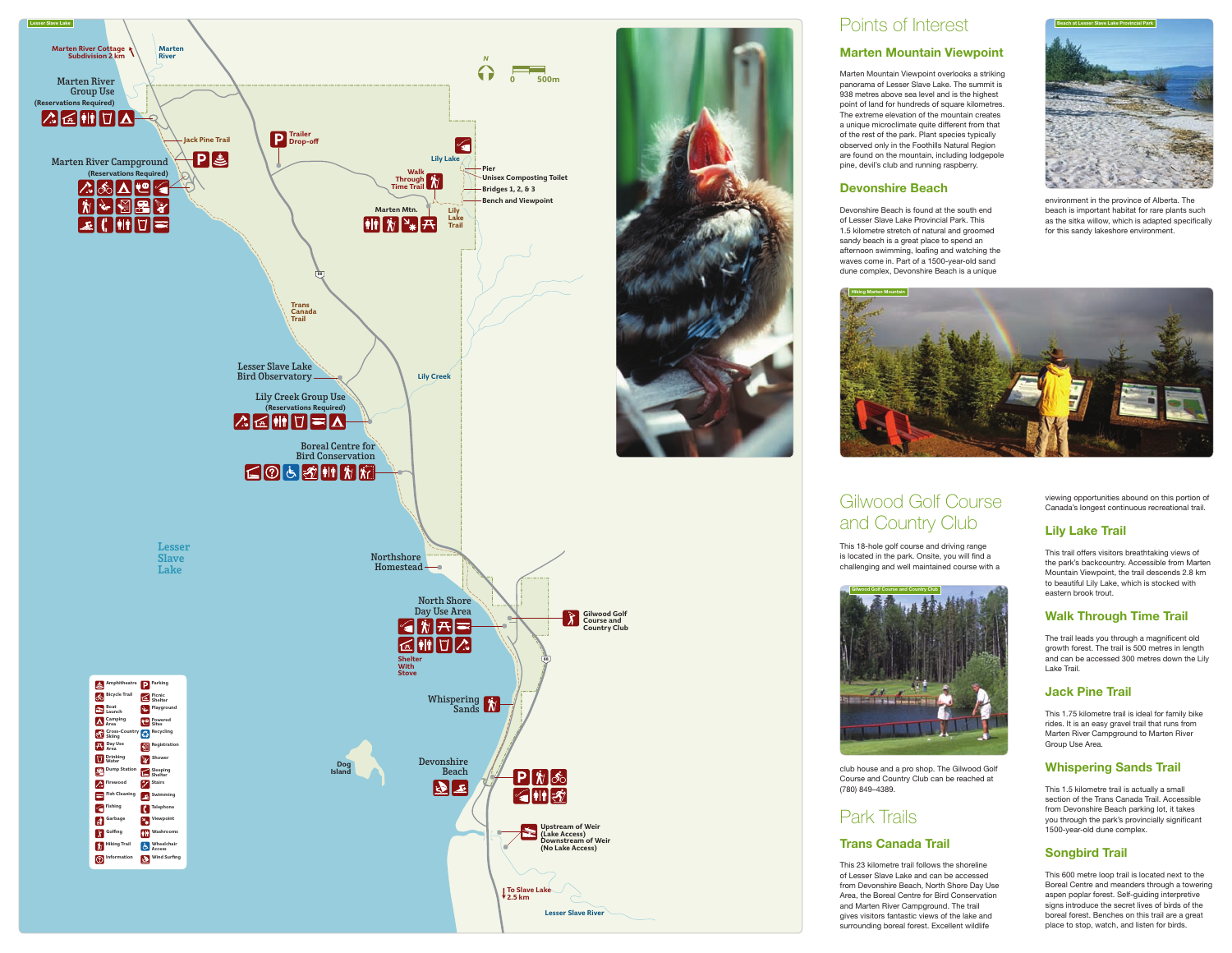# Points of Interest

## Marten Mountain Viewpoint

Marten Mountain Viewpoint overlooks a striking panorama of Lesser Slave Lake. The summit is 938 metres above sea level and is the highest point of land for hundreds of square kilometres. The extreme elevation of the mountain creates a unique microclimate quite different from that of the rest of the park. Plant species typically observed only in the Foothills Natural Region are found on the mountain, including lodgepole pine, devil's club and running raspberry.

## Devonshire Beach

Devonshire Beach is found at the south end of Lesser Slave Lake Provincial Park. This 1.5 kilometre stretch of natural and groomed sandy beach is a great place to spend an afternoon swimming, loafing and watching the waves come in. Part of a 1500-year-old sand dune complex, Devonshire Beach is a unique environment in the province of Alberta. The beach is important habitat for rare plants such as the sitka willow, which is adapted specifically for this sandy lakeshore environment.

Beach at Lesser Slave Lake Provincial Park

Hiking Marten Mountain

# Gilwood Golf Course and Country Club

This 18-hole golf course and driving range is located in the park. Onsite, you will find a challenging and well maintained course with a club house and a pro shop. The Gilwood Golf Course and Country Club can be reached at (780) 849–4389.

Gilwood Golf Course and Country Club

# Park Trails

## Trans Canada Trail

This 23 kilometre trail follows the shoreline of Lesser Slave Lake and can be accessed from Devonshire Beach, North Shore Day Use Area, the Boreal Centre for Bird Conservation and Marten River Campground. The trail gives visitors fantastic views of the lake and surrounding boreal forest. Excellent wildlife viewing opportunities abound on this portion of Canada's longest continuous recreational trail.

## Lily Lake Trail

This trail offers visitors breathtaking views of the park's backcountry. Accessible from Marten Mountain Viewpoint, the trail descends 2.8 km to beautiful Lily Lake, which is stocked with eastern brook trout.

## Walk Through Time Trail

The trail leads you through a magnificent old growth forest. The trail is 500 metres in length and can be accessed 300 metres down the Lily Lake Trail.

## Jack Pine Trail

This 1.75 kilometre trail is ideal for family bike rides. It is an easy gravel trail that runs from Marten River Campground to Marten River Group Use Area.

## Whispering Sands Trail

This 1.5 kilometre trail is actually a small section of the Trans Canada Trail. Accessible from Devonshire Beach parking lot, it takes you through the park's provincially significant 1500-year-old dune complex.

## Songbird Trail

This 600 metre loop trail is located next to the Boreal Centre and meanders through a towering aspen poplar forest. Self-guiding interpretive signs introduce the secret lives of birds of the boreal forest. Benches on this trail are a great place to stop, watch, and listen for birds.